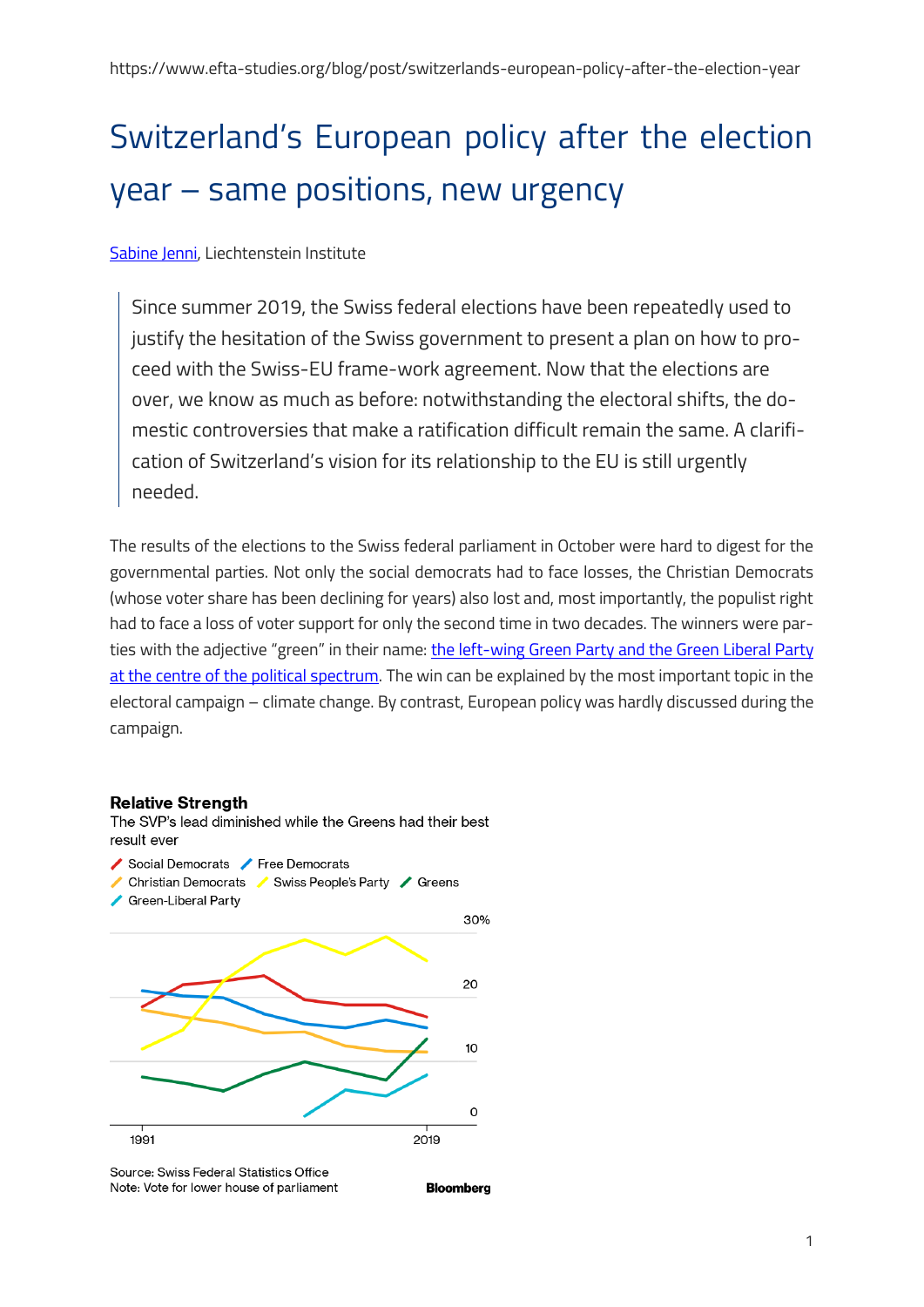https://www.efta-studies.org/blog/post/switzerlands-european-policy-after-the-election-year

# Switzerland's European policy after the election year – same positions, new urgency

[Sabine Jenni](#), Liechtenstein Institute

> Since summer 2019, the Swiss federal elections have been repeatedly used to justify the hesitation of the Swiss government to present a plan on how to proceed with the Swiss-EU frame-work agreement. Now that the elections are over, we know as much as before: notwithstanding the electoral shifts, the domestic controversies that make a ratification difficult remain the same. A clarification of Switzerland's vision for its relationship to the EU is still urgently needed.

The results of the elections to the Swiss federal parliament in October were hard to digest for the governmental parties. Not only the social democrats had to face losses, the Christian Democrats (whose voter share has been declining for years) also lost and, most importantly, the populist right had to face a loss of voter support for only the second time in two decades. The winners were parties with the adjective "green" in their name: [the left-wing Green Party and the Green Liberal Party at the centre of the political spectrum](#). The win can be explained by the most important topic in the electoral campaign – climate change. By contrast, European policy was hardly discussed during the campaign.

**Relative Strength**

The SVP's lead diminished while the Greens had their best result ever

Legend: Social Democrats, Free Democrats, Christian Democrats, Swiss People's Party, Greens, Green-Liberal Party

Y-axis: 0, 10, 20, 30%; X-axis: 1991, 2019

Source: Swiss Federal Statistics Office
Note: Vote for lower house of parliament

Bloomberg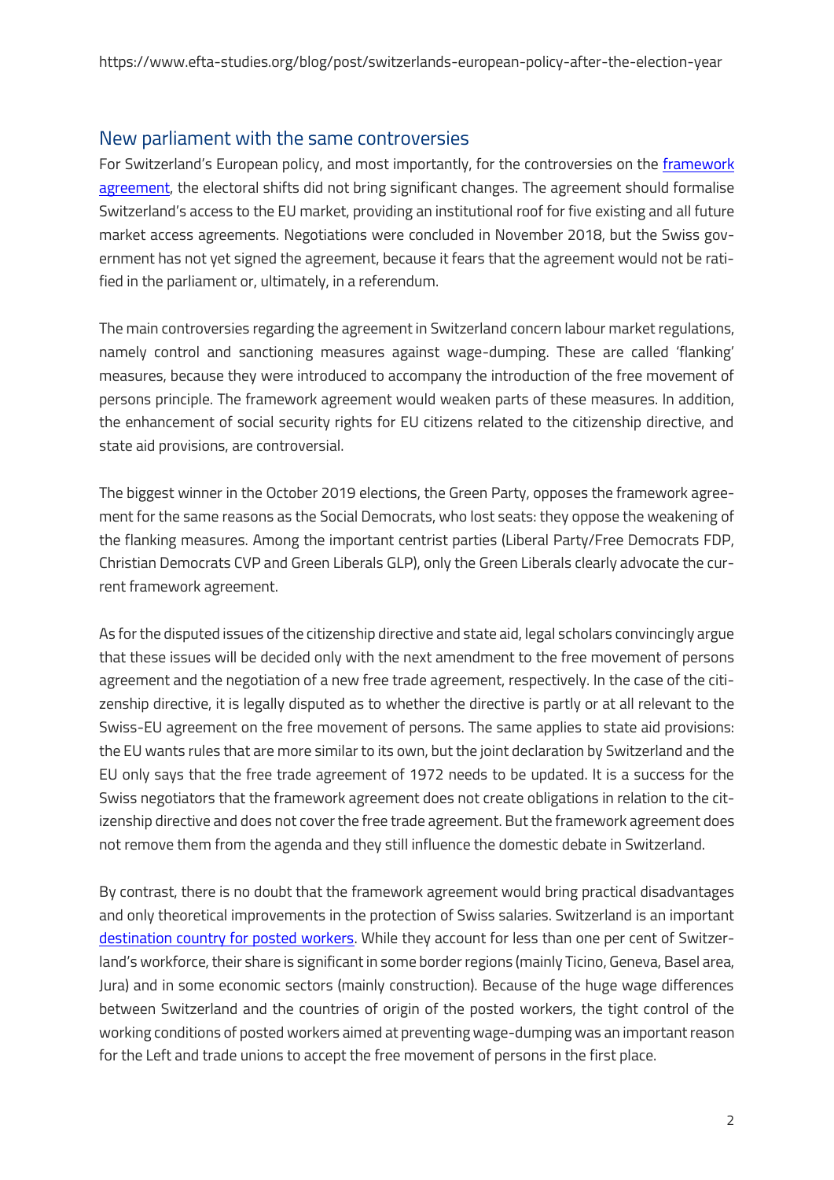## New parliament with the same controversies

For Switzerland's European policy, and most importantly, for the controversies on the [framework agreement](#), the electoral shifts did not bring significant changes. The agreement should formalise Switzerland's access to the EU market, providing an institutional roof for five existing and all future market access agreements. Negotiations were concluded in November 2018, but the Swiss government has not yet signed the agreement, because it fears that the agreement would not be ratified in the parliament or, ultimately, in a referendum.

The main controversies regarding the agreement in Switzerland concern labour market regulations, namely control and sanctioning measures against wage-dumping. These are called 'flanking' measures, because they were introduced to accompany the introduction of the free movement of persons principle. The framework agreement would weaken parts of these measures. In addition, the enhancement of social security rights for EU citizens related to the citizenship directive, and state aid provisions, are controversial.

The biggest winner in the October 2019 elections, the Green Party, opposes the framework agreement for the same reasons as the Social Democrats, who lost seats: they oppose the weakening of the flanking measures. Among the important centrist parties (Liberal Party/Free Democrats FDP, Christian Democrats CVP and Green Liberals GLP), only the Green Liberals clearly advocate the current framework agreement.

As for the disputed issues of the citizenship directive and state aid, legal scholars convincingly argue that these issues will be decided only with the next amendment to the free movement of persons agreement and the negotiation of a new free trade agreement, respectively. In the case of the citizenship directive, it is legally disputed as to whether the directive is partly or at all relevant to the Swiss-EU agreement on the free movement of persons. The same applies to state aid provisions: the EU wants rules that are more similar to its own, but the joint declaration by Switzerland and the EU only says that the free trade agreement of 1972 needs to be updated. It is a success for the Swiss negotiators that the framework agreement does not create obligations in relation to the citizenship directive and does not cover the free trade agreement. But the framework agreement does not remove them from the agenda and they still influence the domestic debate in Switzerland.

By contrast, there is no doubt that the framework agreement would bring practical disadvantages and only theoretical improvements in the protection of Swiss salaries. Switzerland is an important [destination country for posted workers](#). While they account for less than one per cent of Switzerland's workforce, their share is significant in some border regions (mainly Ticino, Geneva, Basel area, Jura) and in some economic sectors (mainly construction). Because of the huge wage differences between Switzerland and the countries of origin of the posted workers, the tight control of the working conditions of posted workers aimed at preventing wage-dumping was an important reason for the Left and trade unions to accept the free movement of persons in the first place.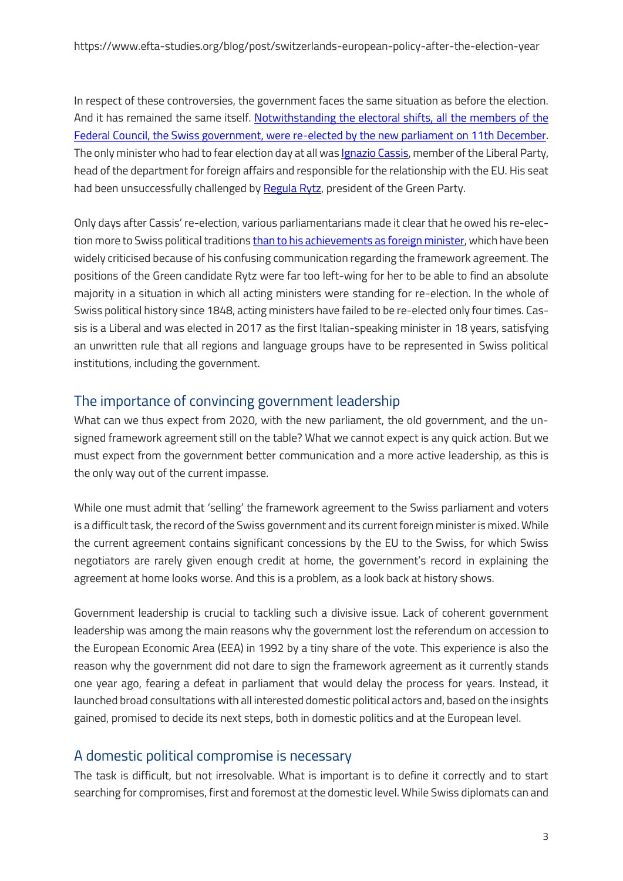In respect of these controversies, the government faces the same situation as before the election. And it has remained the same itself. [Notwithstanding the electoral shifts, all the members of the Federal Council, the Swiss government, were re-elected by the new parliament on 11th December](). The only minister who had to fear election day at all was [Ignazio Cassis](), member of the Liberal Party, head of the department for foreign affairs and responsible for the relationship with the EU. His seat had been unsuccessfully challenged by [Regula Rytz](), president of the Green Party.

Only days after Cassis' re-election, various parliamentarians made it clear that he owed his re-election more to Swiss political traditions [than to his achievements as foreign minister](), which have been widely criticised because of his confusing communication regarding the framework agreement. The positions of the Green candidate Rytz were far too left-wing for her to be able to find an absolute majority in a situation in which all acting ministers were standing for re-election. In the whole of Swiss political history since 1848, acting ministers have failed to be re-elected only four times. Cassis is a Liberal and was elected in 2017 as the first Italian-speaking minister in 18 years, satisfying an unwritten rule that all regions and language groups have to be represented in Swiss political institutions, including the government.

## The importance of convincing government leadership

What can we thus expect from 2020, with the new parliament, the old government, and the unsigned framework agreement still on the table? What we cannot expect is any quick action. But we must expect from the government better communication and a more active leadership, as this is the only way out of the current impasse.

While one must admit that 'selling' the framework agreement to the Swiss parliament and voters is a difficult task, the record of the Swiss government and its current foreign minister is mixed. While the current agreement contains significant concessions by the EU to the Swiss, for which Swiss negotiators are rarely given enough credit at home, the government's record in explaining the agreement at home looks worse. And this is a problem, as a look back at history shows.

Government leadership is crucial to tackling such a divisive issue. Lack of coherent government leadership was among the main reasons why the government lost the referendum on accession to the European Economic Area (EEA) in 1992 by a tiny share of the vote. This experience is also the reason why the government did not dare to sign the framework agreement as it currently stands one year ago, fearing a defeat in parliament that would delay the process for years. Instead, it launched broad consultations with all interested domestic political actors and, based on the insights gained, promised to decide its next steps, both in domestic politics and at the European level.

## A domestic political compromise is necessary

The task is difficult, but not irresolvable. What is important is to define it correctly and to start searching for compromises, first and foremost at the domestic level. While Swiss diplomats can and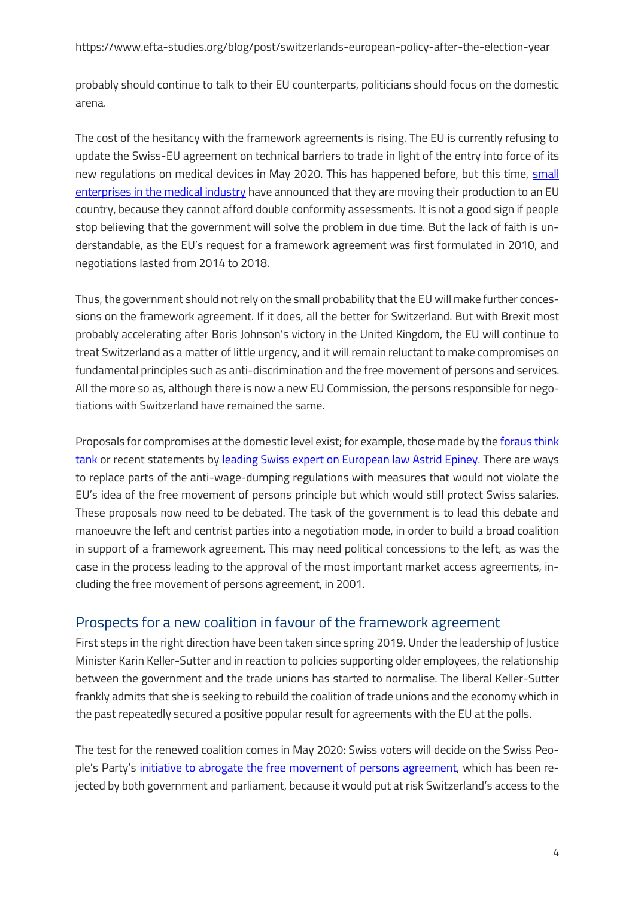probably should continue to talk to their EU counterparts, politicians should focus on the domestic arena.

The cost of the hesitancy with the framework agreements is rising. The EU is currently refusing to update the Swiss-EU agreement on technical barriers to trade in light of the entry into force of its new regulations on medical devices in May 2020. This has happened before, but this time, small enterprises in the medical industry have announced that they are moving their production to an EU country, because they cannot afford double conformity assessments. It is not a good sign if people stop believing that the government will solve the problem in due time. But the lack of faith is understandable, as the EU's request for a framework agreement was first formulated in 2010, and negotiations lasted from 2014 to 2018.

Thus, the government should not rely on the small probability that the EU will make further concessions on the framework agreement. If it does, all the better for Switzerland. But with Brexit most probably accelerating after Boris Johnson's victory in the United Kingdom, the EU will continue to treat Switzerland as a matter of little urgency, and it will remain reluctant to make compromises on fundamental principles such as anti-discrimination and the free movement of persons and services. All the more so as, although there is now a new EU Commission, the persons responsible for negotiations with Switzerland have remained the same.

Proposals for compromises at the domestic level exist; for example, those made by the foraus think tank or recent statements by leading Swiss expert on European law Astrid Epiney. There are ways to replace parts of the anti-wage-dumping regulations with measures that would not violate the EU's idea of the free movement of persons principle but which would still protect Swiss salaries. These proposals now need to be debated. The task of the government is to lead this debate and manoeuvre the left and centrist parties into a negotiation mode, in order to build a broad coalition in support of a framework agreement. This may need political concessions to the left, as was the case in the process leading to the approval of the most important market access agreements, including the free movement of persons agreement, in 2001.

## Prospects for a new coalition in favour of the framework agreement

First steps in the right direction have been taken since spring 2019. Under the leadership of Justice Minister Karin Keller-Sutter and in reaction to policies supporting older employees, the relationship between the government and the trade unions has started to normalise. The liberal Keller-Sutter frankly admits that she is seeking to rebuild the coalition of trade unions and the economy which in the past repeatedly secured a positive popular result for agreements with the EU at the polls.

The test for the renewed coalition comes in May 2020: Swiss voters will decide on the Swiss People's Party's initiative to abrogate the free movement of persons agreement, which has been rejected by both government and parliament, because it would put at risk Switzerland's access to the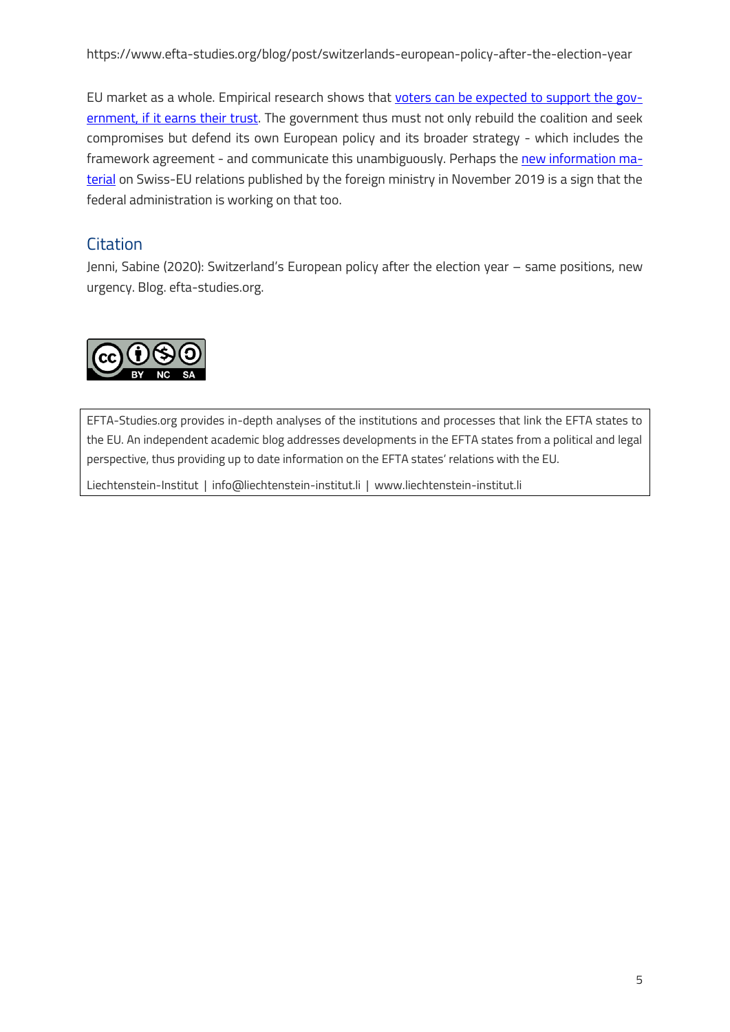EU market as a whole. Empirical research shows that voters can be expected to support the government, if it earns their trust. The government thus must not only rebuild the coalition and seek compromises but defend its own European policy and its broader strategy - which includes the framework agreement - and communicate this unambiguously. Perhaps the new information material on Swiss-EU relations published by the foreign ministry in November 2019 is a sign that the federal administration is working on that too.

## Citation

Jenni, Sabine (2020): Switzerland's European policy after the election year – same positions, new urgency. Blog. efta-studies.org.

EFTA-Studies.org provides in-depth analyses of the institutions and processes that link the EFTA states to the EU. An independent academic blog addresses developments in the EFTA states from a political and legal perspective, thus providing up to date information on the EFTA states' relations with the EU.

Liechtenstein-Institut | info@liechtenstein-institut.li | www.liechtenstein-institut.li